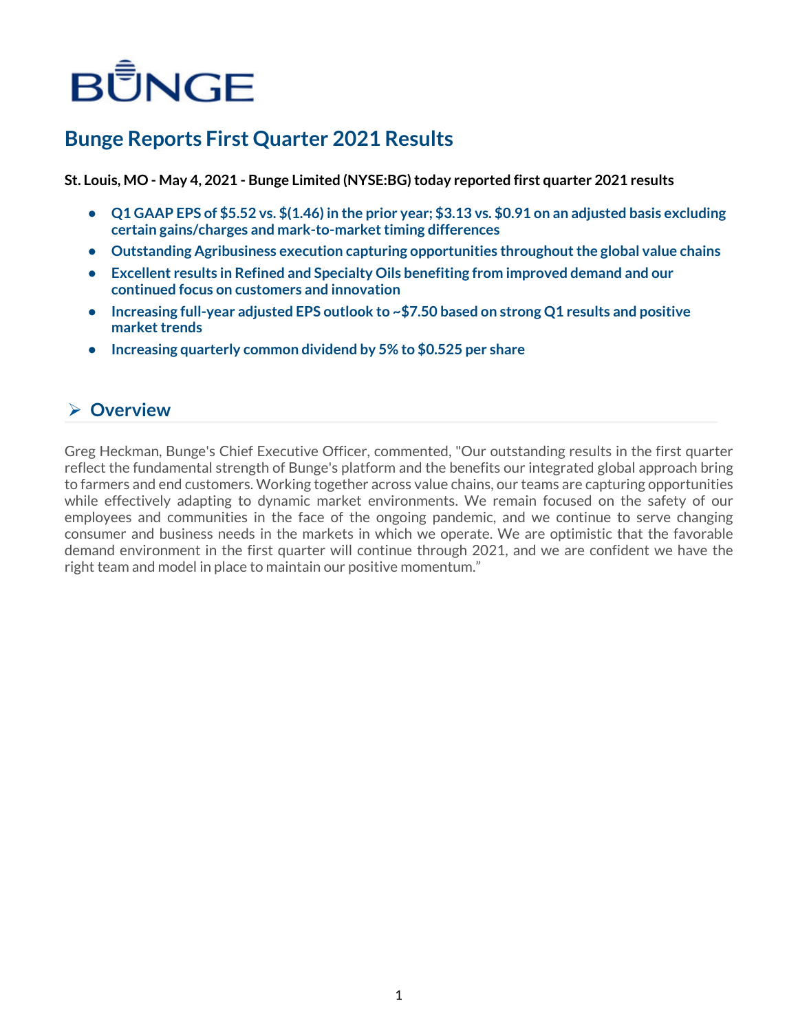BUNGE

# Bunge Reports First Quarter 2021 Results

**St. Louis, MO - May 4, 2021 - Bunge Limited (NYSE:BG) today reported first quarter 2021 results**

- **Q1 GAAP EPS of $5.52 vs. $(1.46) in the prior year; $3.13 vs. $0.91 on an adjusted basis excluding certain gains/charges and mark-to-market timing differences**
- **Outstanding Agribusiness execution capturing opportunities throughout the global value chains**
- **Excellent results in Refined and Specialty Oils benefiting from improved demand and our continued focus on customers and innovation**
- **Increasing full-year adjusted EPS outlook to ~$7.50 based on strong Q1 results and positive market trends**
- **Increasing quarterly common dividend by 5% to $0.525 per share**

## ➢ Overview

Greg Heckman, Bunge's Chief Executive Officer, commented, "Our outstanding results in the first quarter reflect the fundamental strength of Bunge's platform and the benefits our integrated global approach bring to farmers and end customers. Working together across value chains, our teams are capturing opportunities while effectively adapting to dynamic market environments. We remain focused on the safety of our employees and communities in the face of the ongoing pandemic, and we continue to serve changing consumer and business needs in the markets in which we operate. We are optimistic that the favorable demand environment in the first quarter will continue through 2021, and we are confident we have the right team and model in place to maintain our positive momentum."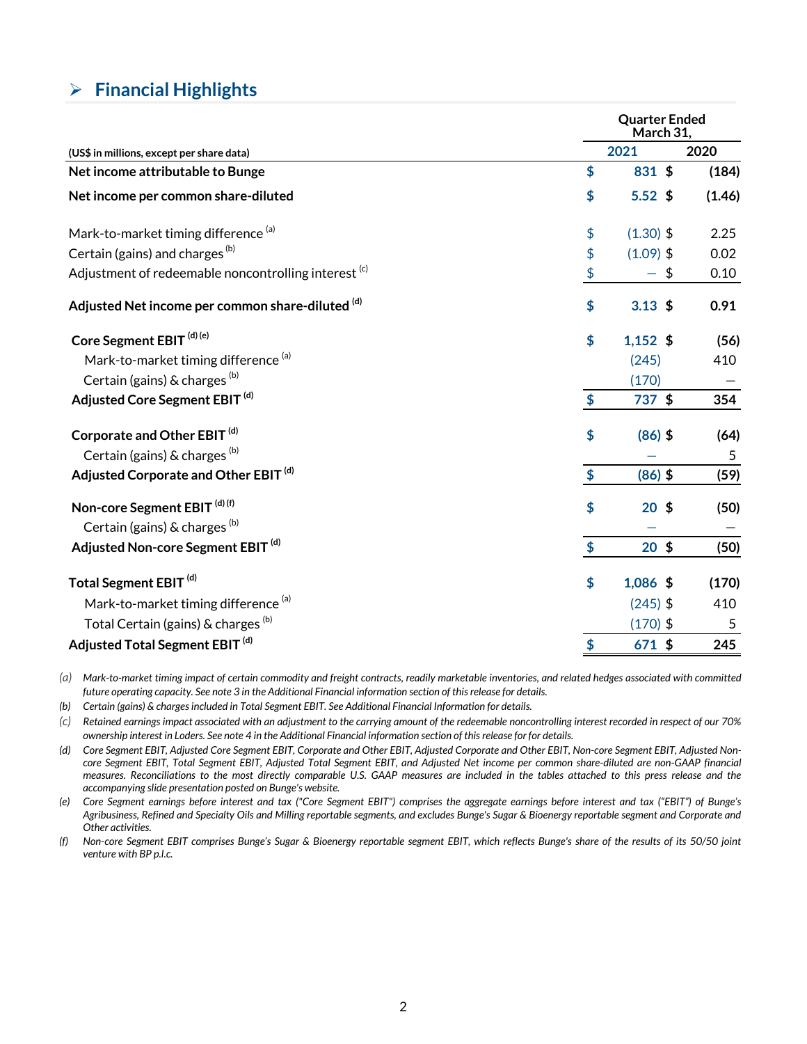## ➢ Financial Highlights

| (US$ in millions, except per share data) | Quarter Ended March 31, 2021 | Quarter Ended March 31, 2020 |
|---|---|---|
| **Net income attributable to Bunge** | **$ 831** | **$ (184)** |
| **Net income per common share-diluted** | **$ 5.52** | **$ (1.46)** |
| Mark-to-market timing difference [(a)] | $ (1.30) | $ 2.25 |
| Certain (gains) and charges [(b)] | $ (1.09) | $ 0.02 |
| Adjustment of redeemable noncontrolling interest [(c)] | $ — | $ 0.10 |
| **Adjusted Net income per common share-diluted [(d)]** | **$ 3.13** | **$ 0.91** |
| **Core Segment EBIT [(d)(e)]** | **$ 1,152** | **$ (56)** |
| Mark-to-market timing difference [(a)] | (245) | 410 |
| Certain (gains) & charges [(b)] | (170) | — |
| **Adjusted Core Segment EBIT [(d)]** | **$ 737** | **$ 354** |
| **Corporate and Other EBIT [(d)]** | **$ (86)** | **$ (64)** |
| Certain (gains) & charges [(b)] | — | 5 |
| **Adjusted Corporate and Other EBIT [(d)]** | **$ (86)** | **$ (59)** |
| **Non-core Segment EBIT [(d)(f)]** | **$ 20** | **$ (50)** |
| Certain (gains) & charges [(b)] | — | — |
| **Adjusted Non-core Segment EBIT [(d)]** | **$ 20** | **$ (50)** |
| **Total Segment EBIT [(d)]** | **$ 1,086** | **$ (170)** |
| Mark-to-market timing difference [(a)] | (245) | $ 410 |
| Total Certain (gains) & charges [(b)] | (170) | $ 5 |
| **Adjusted Total Segment EBIT [(d)]** | **$ 671** | **$ 245** |

*(a) Mark-to-market timing impact of certain commodity and freight contracts, readily marketable inventories, and related hedges associated with committed future operating capacity. See note 3 in the Additional Financial information section of this release for details.*

*(b) Certain (gains) & charges included in Total Segment EBIT. See Additional Financial Information for details.*

*(c) Retained earnings impact associated with an adjustment to the carrying amount of the redeemable noncontrolling interest recorded in respect of our 70% ownership interest in Loders. See note 4 in the Additional Financial information section of this release for for details.*

*(d) Core Segment EBIT, Adjusted Core Segment EBIT, Corporate and Other EBIT, Adjusted Corporate and Other EBIT, Non-core Segment EBIT, Adjusted Non-core Segment EBIT, Total Segment EBIT, Adjusted Total Segment EBIT, and Adjusted Net income per common share-diluted are non-GAAP financial measures. Reconciliations to the most directly comparable U.S. GAAP measures are included in the tables attached to this press release and the accompanying slide presentation posted on Bunge's website.*

*(e) Core Segment earnings before interest and tax ("Core Segment EBIT") comprises the aggregate earnings before interest and tax ("EBIT") of Bunge's Agribusiness, Refined and Specialty Oils and Milling reportable segments, and excludes Bunge's Sugar & Bioenergy reportable segment and Corporate and Other activities.*

*(f) Non-core Segment EBIT comprises Bunge's Sugar & Bioenergy reportable segment EBIT, which reflects Bunge's share of the results of its 50/50 joint venture with BP p.l.c.*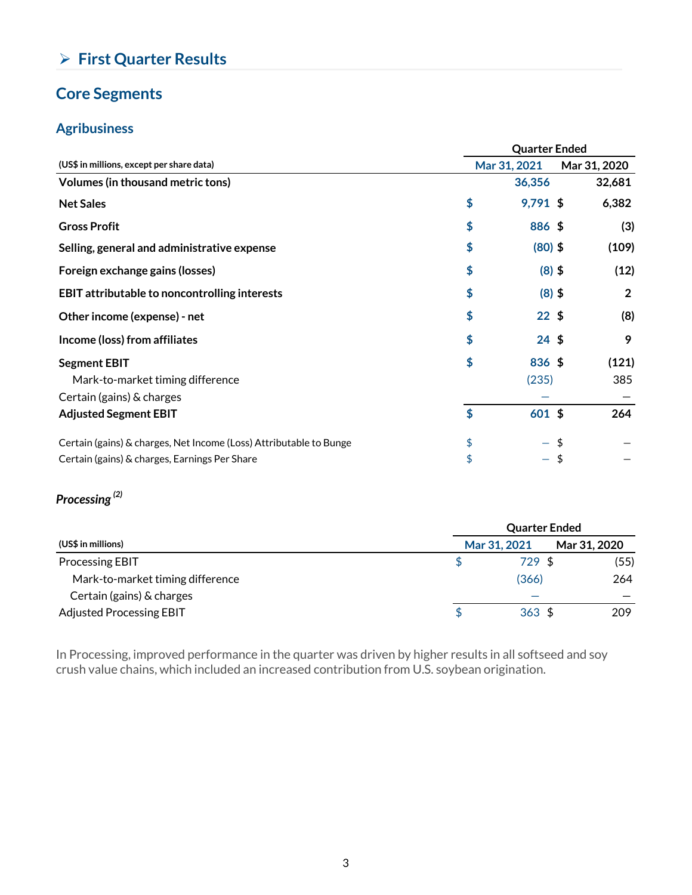## ➢ First Quarter Results

## Core Segments

### Agribusiness

| (US$ in millions, except per share data) | Quarter Ended Mar 31, 2021 | Quarter Ended Mar 31, 2020 |
|---|---|---|
| **Volumes (in thousand metric tons)** | 36,356 | 32,681 |
| **Net Sales** | $ 9,791 | $ 6,382 |
| **Gross Profit** | $ 886 | $ (3) |
| **Selling, general and administrative expense** | $ (80) | $ (109) |
| **Foreign exchange gains (losses)** | $ (8) | $ (12) |
| **EBIT attributable to noncontrolling interests** | $ (8) | $ 2 |
| **Other income (expense) - net** | $ 22 | $ (8) |
| **Income (loss) from affiliates** | $ 24 | $ 9 |
| **Segment EBIT** | $ 836 | $ (121) |
| Mark-to-market timing difference | (235) | 385 |
| Certain (gains) & charges | — | — |
| **Adjusted Segment EBIT** | $ 601 | $ 264 |
| Certain (gains) & charges, Net Income (Loss) Attributable to Bunge | $ — | $ — |
| Certain (gains) & charges, Earnings Per Share | $ — | $ — |

***Processing*** [(2)]

| (US$ in millions) | Quarter Ended Mar 31, 2021 | Quarter Ended Mar 31, 2020 |
|---|---|---|
| Processing EBIT | $ 729 | $ (55) |
| Mark-to-market timing difference | (366) | 264 |
| Certain (gains) & charges | — | — |
| Adjusted Processing EBIT | $ 363 | $ 209 |

In Processing, improved performance in the quarter was driven by higher results in all softseed and soy crush value chains, which included an increased contribution from U.S. soybean origination.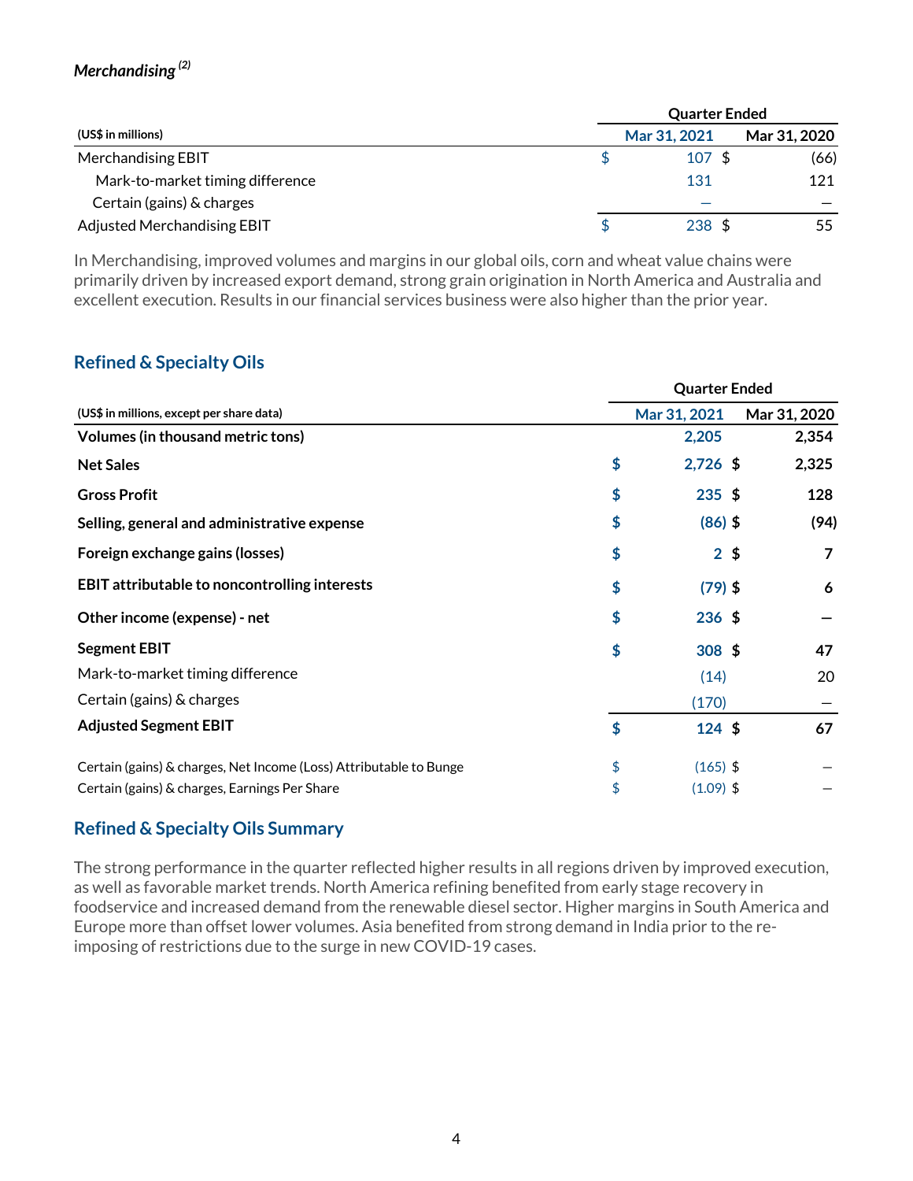### *Merchandising* [(2)]

| (US$ in millions) | Quarter Ended Mar 31, 2021 | Mar 31, 2020 |
|---|---|---|
| Merchandising EBIT | $ 107 | $ (66) |
| Mark-to-market timing difference | 131 | 121 |
| Certain (gains) & charges | — | — |
| Adjusted Merchandising EBIT | $ 238 | $ 55 |

In Merchandising, improved volumes and margins in our global oils, corn and wheat value chains were primarily driven by increased export demand, strong grain origination in North America and Australia and excellent execution. Results in our financial services business were also higher than the prior year.

## Refined & Specialty Oils

| (US$ in millions, except per share data) | Quarter Ended Mar 31, 2021 | Mar 31, 2020 |
|---|---|---|
| **Volumes (in thousand metric tons)** | **2,205** | **2,354** |
| **Net Sales** | **$ 2,726** | **$ 2,325** |
| **Gross Profit** | **$ 235** | **$ 128** |
| **Selling, general and administrative expense** | **$ (86)** | **$ (94)** |
| **Foreign exchange gains (losses)** | **$ 2** | **$ 7** |
| **EBIT attributable to noncontrolling interests** | **$ (79)** | **$ 6** |
| **Other income (expense) - net** | **$ 236** | **$ —** |
| **Segment EBIT** | **$ 308** | **$ 47** |
| Mark-to-market timing difference | (14) | 20 |
| Certain (gains) & charges | (170) | — |
| **Adjusted Segment EBIT** | **$ 124** | **$ 67** |
| | | |
| Certain (gains) & charges, Net Income (Loss) Attributable to Bunge | $ (165) | $ — |
| Certain (gains) & charges, Earnings Per Share | $ (1.09) | $ — |

## Refined & Specialty Oils Summary

The strong performance in the quarter reflected higher results in all regions driven by improved execution, as well as favorable market trends. North America refining benefited from early stage recovery in foodservice and increased demand from the renewable diesel sector. Higher margins in South America and Europe more than offset lower volumes. Asia benefited from strong demand in India prior to the re-imposing of restrictions due to the surge in new COVID-19 cases.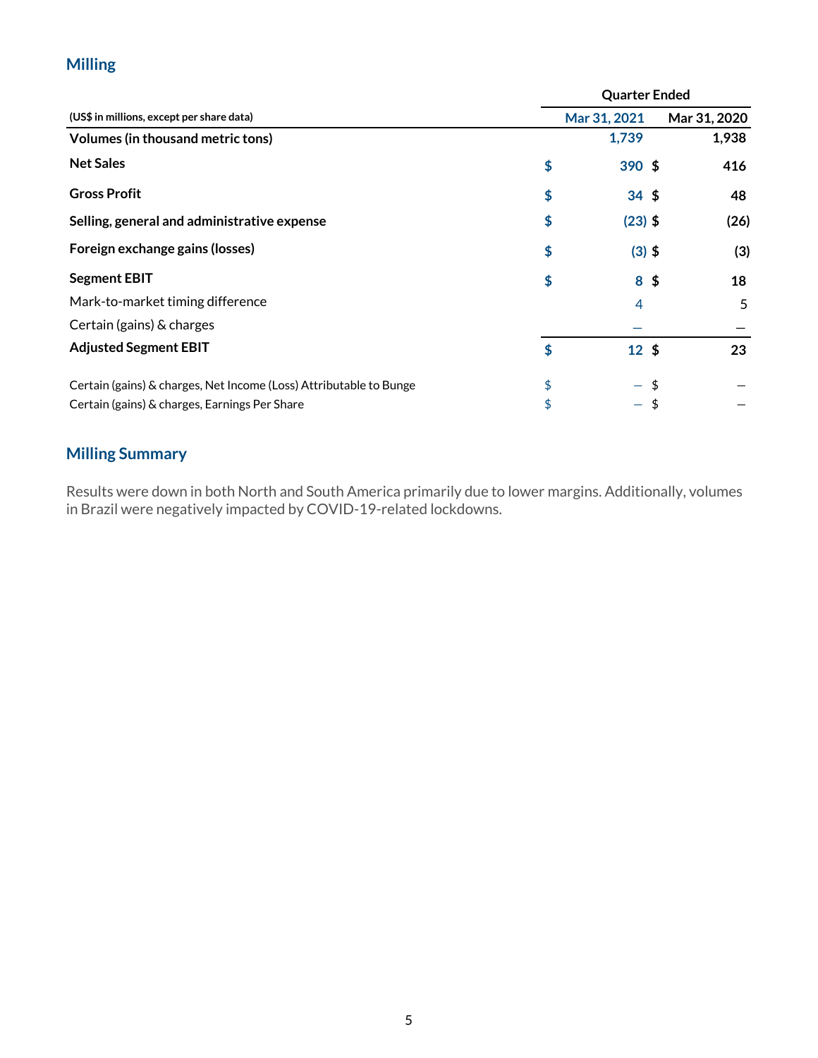## Milling

| (US$ in millions, except per share data) | Quarter Ended | |
|---|---|---|
| | Mar 31, 2021 | Mar 31, 2020 |
| **Volumes (in thousand metric tons)** | 1,739 | 1,938 |
| **Net Sales** | $ 390 | $ 416 |
| **Gross Profit** | $ 34 | $ 48 |
| **Selling, general and administrative expense** | $ (23) | $ (26) |
| **Foreign exchange gains (losses)** | $ (3) | $ (3) |
| **Segment EBIT** | $ 8 | $ 18 |
| Mark-to-market timing difference | 4 | 5 |
| Certain (gains) & charges | — | — |
| **Adjusted Segment EBIT** | $ 12 | $ 23 |
| | | |
| Certain (gains) & charges, Net Income (Loss) Attributable to Bunge | $ — | $ — |
| Certain (gains) & charges, Earnings Per Share | $ — | $ — |

## Milling Summary

Results were down in both North and South America primarily due to lower margins. Additionally, volumes in Brazil were negatively impacted by COVID-19-related lockdowns.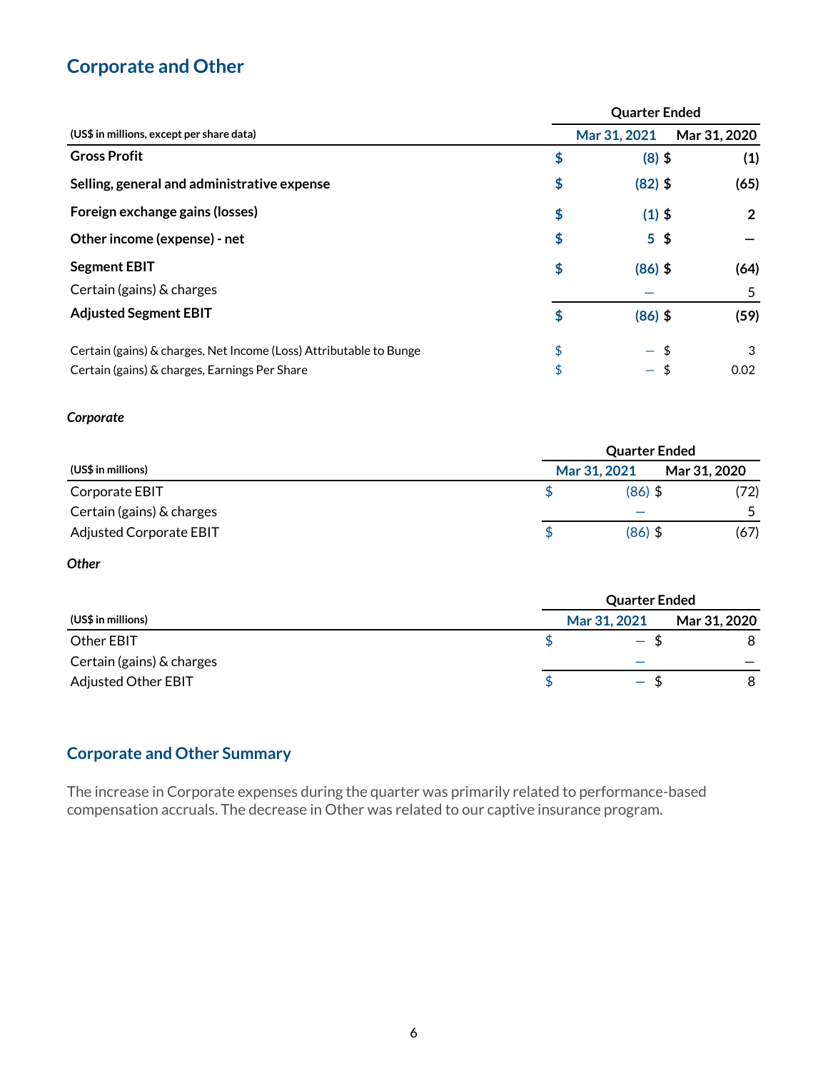## Corporate and Other

| (US$ in millions, except per share data) | Quarter Ended Mar 31, 2021 | Quarter Ended Mar 31, 2020 |
|---|---|---|
| **Gross Profit** | **$ (8)** | **$ (1)** |
| **Selling, general and administrative expense** | **$ (82)** | **$ (65)** |
| **Foreign exchange gains (losses)** | **$ (1)** | **$ 2** |
| **Other income (expense) - net** | **$ 5** | **$ —** |
| **Segment EBIT** | **$ (86)** | **$ (64)** |
| Certain (gains) & charges | — | 5 |
| **Adjusted Segment EBIT** | **$ (86)** | **$ (59)** |
| | | |
| Certain (gains) & charges, Net Income (Loss) Attributable to Bunge | $ — | $ 3 |
| Certain (gains) & charges, Earnings Per Share | $ — | $ 0.02 |

***Corporate***

| (US$ in millions) | Quarter Ended Mar 31, 2021 | Quarter Ended Mar 31, 2020 |
|---|---|---|
| Corporate EBIT | $ (86) | $ (72) |
| Certain (gains) & charges | — | 5 |
| Adjusted Corporate EBIT | $ (86) | $ (67) |

***Other***

| (US$ in millions) | Quarter Ended Mar 31, 2021 | Quarter Ended Mar 31, 2020 |
|---|---|---|
| Other EBIT | $ — | $ 8 |
| Certain (gains) & charges | — | — |
| Adjusted Other EBIT | $ — | $ 8 |

## Corporate and Other Summary

The increase in Corporate expenses during the quarter was primarily related to performance-based compensation accruals. The decrease in Other was related to our captive insurance program.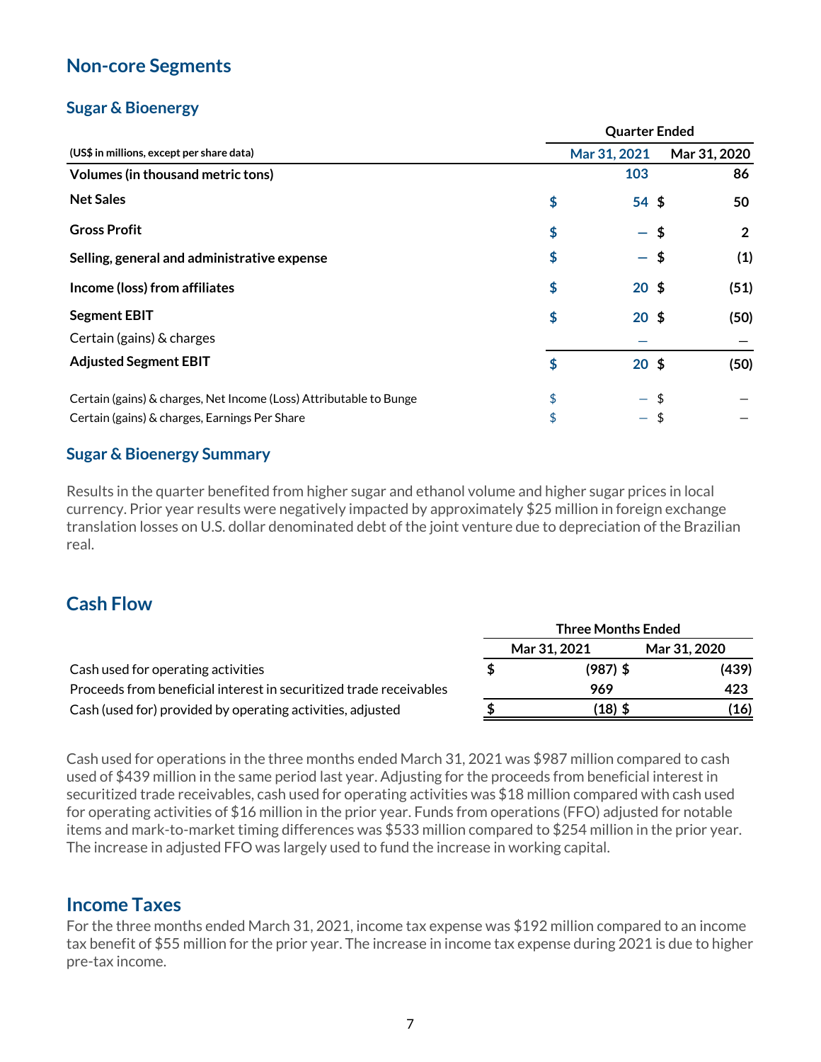## Non-core Segments

### Sugar & Bioenergy

| (US$ in millions, except per share data) | Quarter Ended Mar 31, 2021 | Mar 31, 2020 |
|---|---|---|
| **Volumes (in thousand metric tons)** | **103** | **86** |
| **Net Sales** | **$ 54** | **$ 50** |
| **Gross Profit** | **$ —** | **$ 2** |
| **Selling, general and administrative expense** | **$ —** | **$ (1)** |
| **Income (loss) from affiliates** | **$ 20** | **$ (51)** |
| **Segment EBIT** | **$ 20** | **$ (50)** |
| Certain (gains) & charges | — | — |
| **Adjusted Segment EBIT** | **$ 20** | **$ (50)** |
| Certain (gains) & charges, Net Income (Loss) Attributable to Bunge | $ — | $ — |
| Certain (gains) & charges, Earnings Per Share | $ — | $ — |

### Sugar & Bioenergy Summary

Results in the quarter benefited from higher sugar and ethanol volume and higher sugar prices in local currency. Prior year results were negatively impacted by approximately $25 million in foreign exchange translation losses on U.S. dollar denominated debt of the joint venture due to depreciation of the Brazilian real.

## Cash Flow

| | Three Months Ended Mar 31, 2021 | Mar 31, 2020 |
|---|---|---|
| Cash used for operating activities | $ (987) | $ (439) |
| Proceeds from beneficial interest in securitized trade receivables | 969 | 423 |
| Cash (used for) provided by operating activities, adjusted | $ (18) | $ (16) |

Cash used for operations in the three months ended March 31, 2021 was $987 million compared to cash used of $439 million in the same period last year. Adjusting for the proceeds from beneficial interest in securitized trade receivables, cash used for operating activities was $18 million compared with cash used for operating activities of $16 million in the prior year. Funds from operations (FFO) adjusted for notable items and mark-to-market timing differences was $533 million compared to $254 million in the prior year. The increase in adjusted FFO was largely used to fund the increase in working capital.

## Income Taxes

For the three months ended March 31, 2021, income tax expense was $192 million compared to an income tax benefit of $55 million for the prior year. The increase in income tax expense during 2021 is due to higher pre-tax income.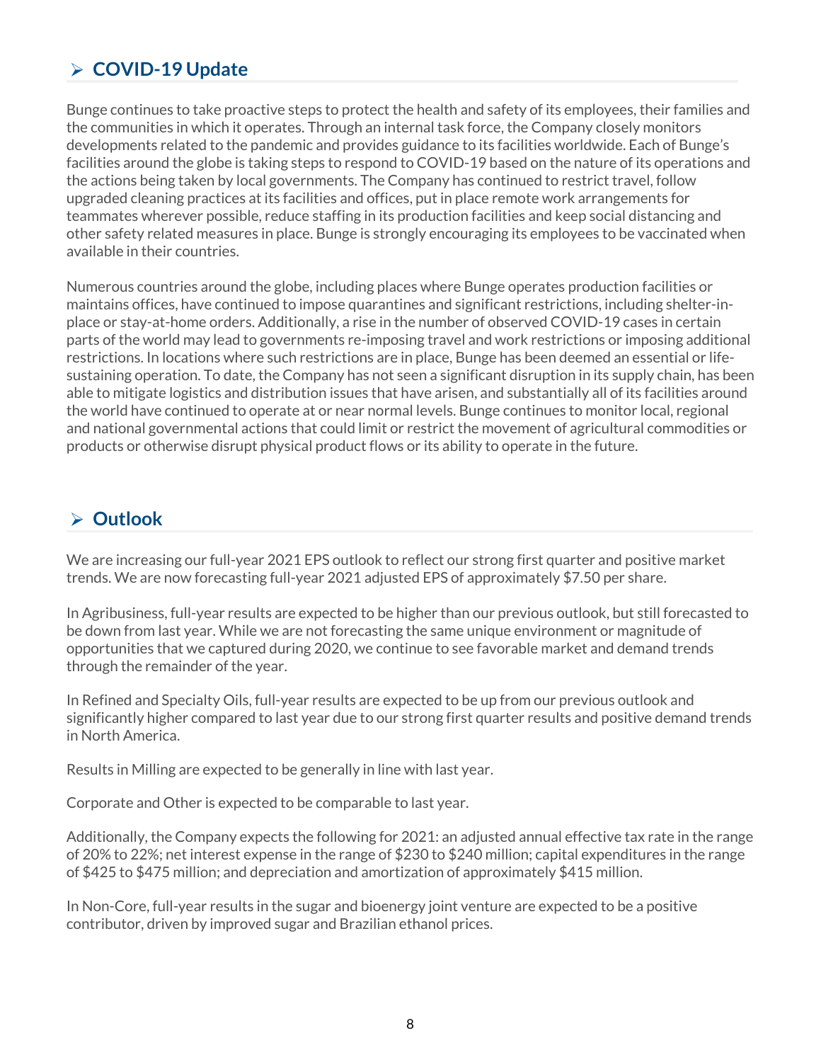## ➢ COVID-19 Update

Bunge continues to take proactive steps to protect the health and safety of its employees, their families and the communities in which it operates. Through an internal task force, the Company closely monitors developments related to the pandemic and provides guidance to its facilities worldwide. Each of Bunge's facilities around the globe is taking steps to respond to COVID-19 based on the nature of its operations and the actions being taken by local governments. The Company has continued to restrict travel, follow upgraded cleaning practices at its facilities and offices, put in place remote work arrangements for teammates wherever possible, reduce staffing in its production facilities and keep social distancing and other safety related measures in place. Bunge is strongly encouraging its employees to be vaccinated when available in their countries.

Numerous countries around the globe, including places where Bunge operates production facilities or maintains offices, have continued to impose quarantines and significant restrictions, including shelter-in-place or stay-at-home orders. Additionally, a rise in the number of observed COVID-19 cases in certain parts of the world may lead to governments re-imposing travel and work restrictions or imposing additional restrictions. In locations where such restrictions are in place, Bunge has been deemed an essential or life-sustaining operation. To date, the Company has not seen a significant disruption in its supply chain, has been able to mitigate logistics and distribution issues that have arisen, and substantially all of its facilities around the world have continued to operate at or near normal levels. Bunge continues to monitor local, regional and national governmental actions that could limit or restrict the movement of agricultural commodities or products or otherwise disrupt physical product flows or its ability to operate in the future.

## ➢ Outlook

We are increasing our full-year 2021 EPS outlook to reflect our strong first quarter and positive market trends. We are now forecasting full-year 2021 adjusted EPS of approximately $7.50 per share.

In Agribusiness, full-year results are expected to be higher than our previous outlook, but still forecasted to be down from last year. While we are not forecasting the same unique environment or magnitude of opportunities that we captured during 2020, we continue to see favorable market and demand trends through the remainder of the year.

In Refined and Specialty Oils, full-year results are expected to be up from our previous outlook and significantly higher compared to last year due to our strong first quarter results and positive demand trends in North America.

Results in Milling are expected to be generally in line with last year.

Corporate and Other is expected to be comparable to last year.

Additionally, the Company expects the following for 2021: an adjusted annual effective tax rate in the range of 20% to 22%; net interest expense in the range of $230 to $240 million; capital expenditures in the range of $425 to $475 million; and depreciation and amortization of approximately $415 million.

In Non-Core, full-year results in the sugar and bioenergy joint venture are expected to be a positive contributor, driven by improved sugar and Brazilian ethanol prices.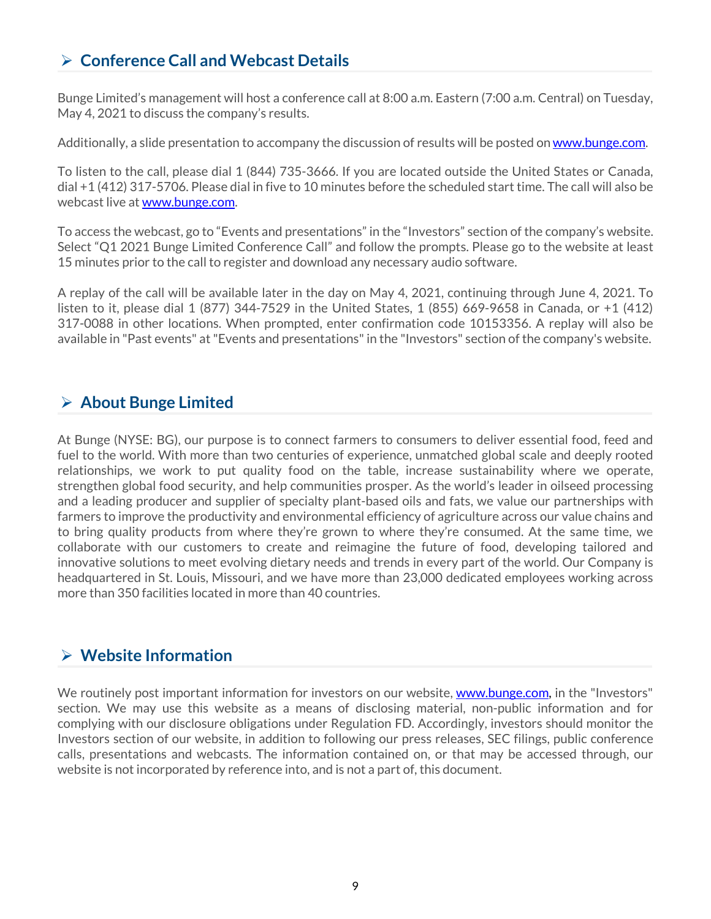## ➢ Conference Call and Webcast Details

Bunge Limited's management will host a conference call at 8:00 a.m. Eastern (7:00 a.m. Central) on Tuesday, May 4, 2021 to discuss the company's results.

Additionally, a slide presentation to accompany the discussion of results will be posted on www.bunge.com.

To listen to the call, please dial 1 (844) 735-3666. If you are located outside the United States or Canada, dial +1 (412) 317-5706. Please dial in five to 10 minutes before the scheduled start time. The call will also be webcast live at www.bunge.com.

To access the webcast, go to "Events and presentations" in the "Investors" section of the company's website. Select "Q1 2021 Bunge Limited Conference Call" and follow the prompts. Please go to the website at least 15 minutes prior to the call to register and download any necessary audio software.

A replay of the call will be available later in the day on May 4, 2021, continuing through June 4, 2021. To listen to it, please dial 1 (877) 344-7529 in the United States, 1 (855) 669-9658 in Canada, or +1 (412) 317-0088 in other locations. When prompted, enter confirmation code 10153356. A replay will also be available in "Past events" at "Events and presentations" in the "Investors" section of the company's website.

## ➢ About Bunge Limited

At Bunge (NYSE: BG), our purpose is to connect farmers to consumers to deliver essential food, feed and fuel to the world. With more than two centuries of experience, unmatched global scale and deeply rooted relationships, we work to put quality food on the table, increase sustainability where we operate, strengthen global food security, and help communities prosper. As the world's leader in oilseed processing and a leading producer and supplier of specialty plant-based oils and fats, we value our partnerships with farmers to improve the productivity and environmental efficiency of agriculture across our value chains and to bring quality products from where they're grown to where they're consumed. At the same time, we collaborate with our customers to create and reimagine the future of food, developing tailored and innovative solutions to meet evolving dietary needs and trends in every part of the world. Our Company is headquartered in St. Louis, Missouri, and we have more than 23,000 dedicated employees working across more than 350 facilities located in more than 40 countries.

## ➢ Website Information

We routinely post important information for investors on our website, www.bunge.com, in the "Investors" section. We may use this website as a means of disclosing material, non-public information and for complying with our disclosure obligations under Regulation FD. Accordingly, investors should monitor the Investors section of our website, in addition to following our press releases, SEC filings, public conference calls, presentations and webcasts. The information contained on, or that may be accessed through, our website is not incorporated by reference into, and is not a part of, this document.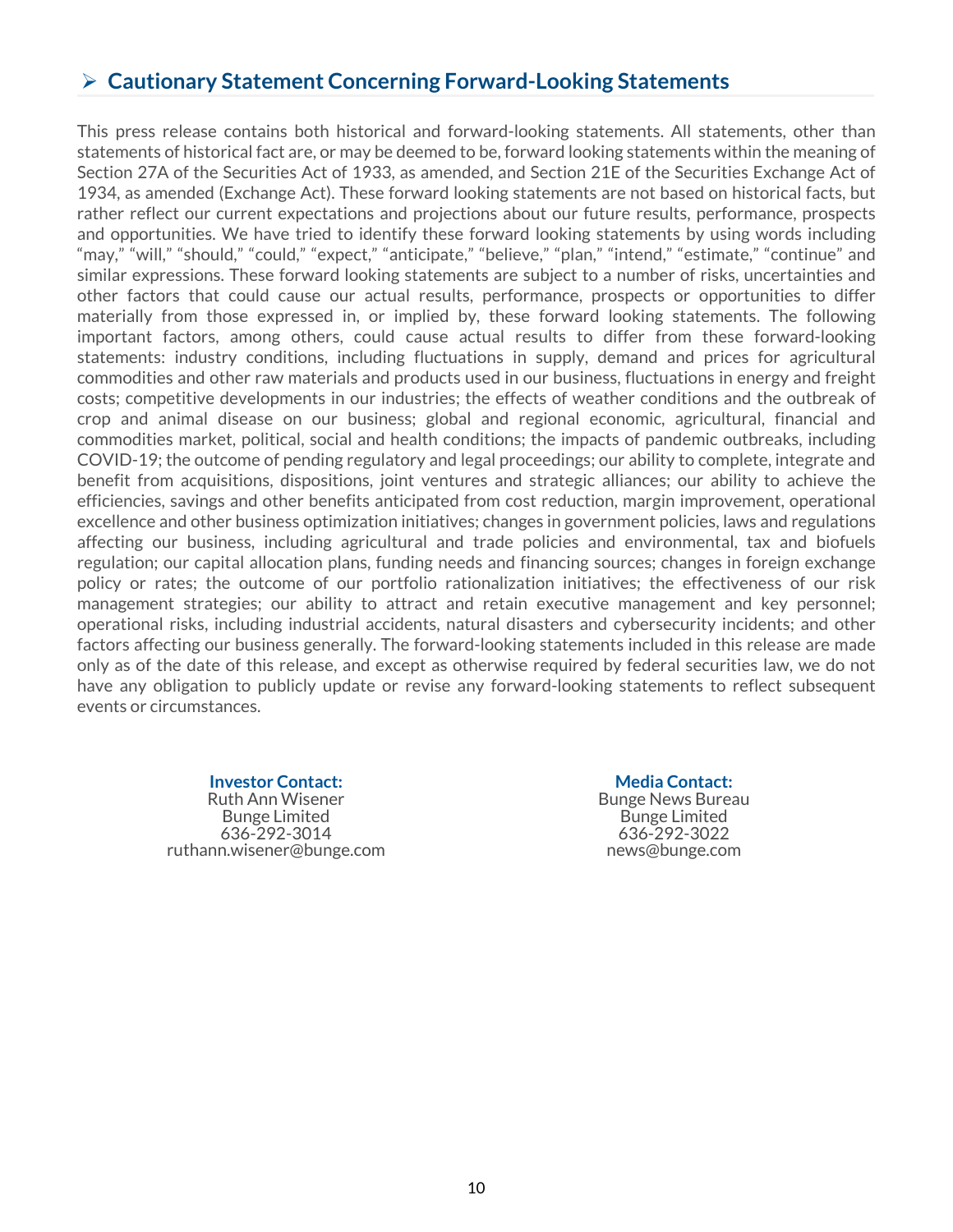## ➢ Cautionary Statement Concerning Forward-Looking Statements

This press release contains both historical and forward-looking statements. All statements, other than statements of historical fact are, or may be deemed to be, forward looking statements within the meaning of Section 27A of the Securities Act of 1933, as amended, and Section 21E of the Securities Exchange Act of 1934, as amended (Exchange Act). These forward looking statements are not based on historical facts, but rather reflect our current expectations and projections about our future results, performance, prospects and opportunities. We have tried to identify these forward looking statements by using words including "may," "will," "should," "could," "expect," "anticipate," "believe," "plan," "intend," "estimate," "continue" and similar expressions. These forward looking statements are subject to a number of risks, uncertainties and other factors that could cause our actual results, performance, prospects or opportunities to differ materially from those expressed in, or implied by, these forward looking statements. The following important factors, among others, could cause actual results to differ from these forward-looking statements: industry conditions, including fluctuations in supply, demand and prices for agricultural commodities and other raw materials and products used in our business, fluctuations in energy and freight costs; competitive developments in our industries; the effects of weather conditions and the outbreak of crop and animal disease on our business; global and regional economic, agricultural, financial and commodities market, political, social and health conditions; the impacts of pandemic outbreaks, including COVID-19; the outcome of pending regulatory and legal proceedings; our ability to complete, integrate and benefit from acquisitions, dispositions, joint ventures and strategic alliances; our ability to achieve the efficiencies, savings and other benefits anticipated from cost reduction, margin improvement, operational excellence and other business optimization initiatives; changes in government policies, laws and regulations affecting our business, including agricultural and trade policies and environmental, tax and biofuels regulation; our capital allocation plans, funding needs and financing sources; changes in foreign exchange policy or rates; the outcome of our portfolio rationalization initiatives; the effectiveness of our risk management strategies; our ability to attract and retain executive management and key personnel; operational risks, including industrial accidents, natural disasters and cybersecurity incidents; and other factors affecting our business generally. The forward-looking statements included in this release are made only as of the date of this release, and except as otherwise required by federal securities law, we do not have any obligation to publicly update or revise any forward-looking statements to reflect subsequent events or circumstances.

**Investor Contact:**
Ruth Ann Wisener
Bunge Limited
636-292-3014
ruthann.wisener@bunge.com

**Media Contact:**
Bunge News Bureau
Bunge Limited
636-292-3022
news@bunge.com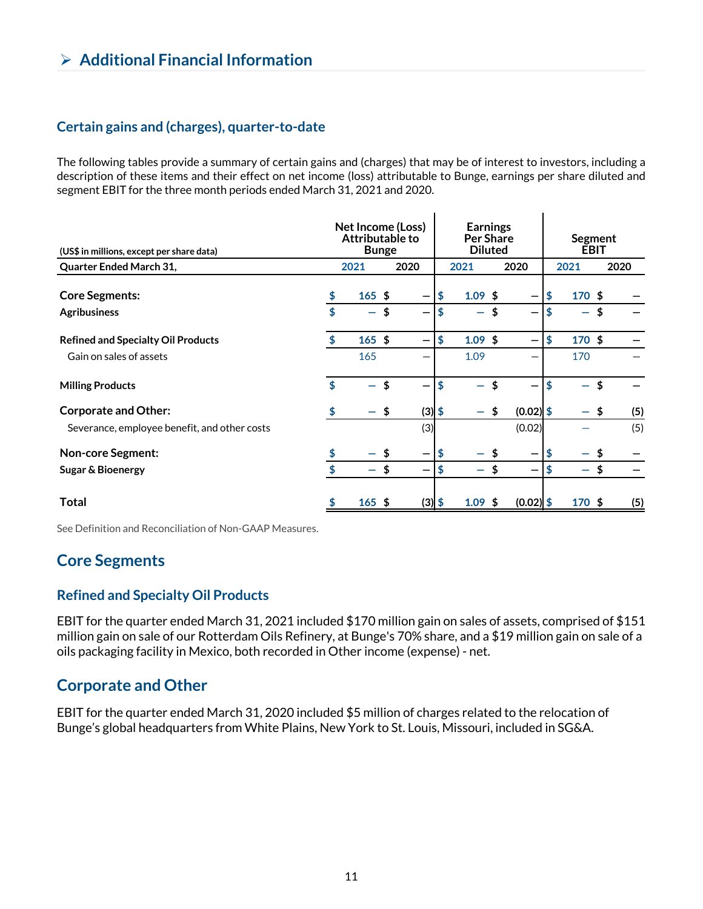# ➢ Additional Financial Information

### Certain gains and (charges), quarter-to-date

The following tables provide a summary of certain gains and (charges) that may be of interest to investors, including a description of these items and their effect on net income (loss) attributable to Bunge, earnings per share diluted and segment EBIT for the three month periods ended March 31, 2021 and 2020.

| (US$ in millions, except per share data) | Net Income (Loss) Attributable to Bunge | | Earnings Per Share Diluted | | Segment EBIT | |
|---|---|---|---|---|---|---|
| **Quarter Ended March 31,** | **2021** | **2020** | **2021** | **2020** | **2021** | **2020** |
| **Core Segments:** | $ 165 | $ — | $ 1.09 | $ — | $ 170 | $ — |
| **Agribusiness** | $ — | $ — | $ — | $ — | $ — | $ — |
| **Refined and Specialty Oil Products** | $ 165 | $ — | $ 1.09 | $ — | $ 170 | $ — |
| Gain on sales of assets | 165 | — | 1.09 | — | 170 | — |
| **Milling Products** | $ — | $ — | $ — | $ — | $ — | $ — |
| **Corporate and Other:** | $ — | $ (3) | $ — | $ (0.02) | $ — | $ (5) |
| Severance, employee benefit, and other costs | | (3) | | (0.02) | — | (5) |
| **Non-core Segment:** | $ — | $ — | $ — | $ — | $ — | $ — |
| **Sugar & Bioenergy** | $ — | $ — | $ — | $ — | $ — | $ — |
| **Total** | $ 165 | $ (3) | $ 1.09 | $ (0.02) | $ 170 | $ (5) |

See Definition and Reconciliation of Non-GAAP Measures.

## Core Segments

### Refined and Specialty Oil Products

EBIT for the quarter ended March 31, 2021 included $170 million gain on sales of assets, comprised of $151 million gain on sale of our Rotterdam Oils Refinery, at Bunge's 70% share, and a $19 million gain on sale of a oils packaging facility in Mexico, both recorded in Other income (expense) - net.

## Corporate and Other

EBIT for the quarter ended March 31, 2020 included $5 million of charges related to the relocation of Bunge's global headquarters from White Plains, New York to St. Louis, Missouri, included in SG&A.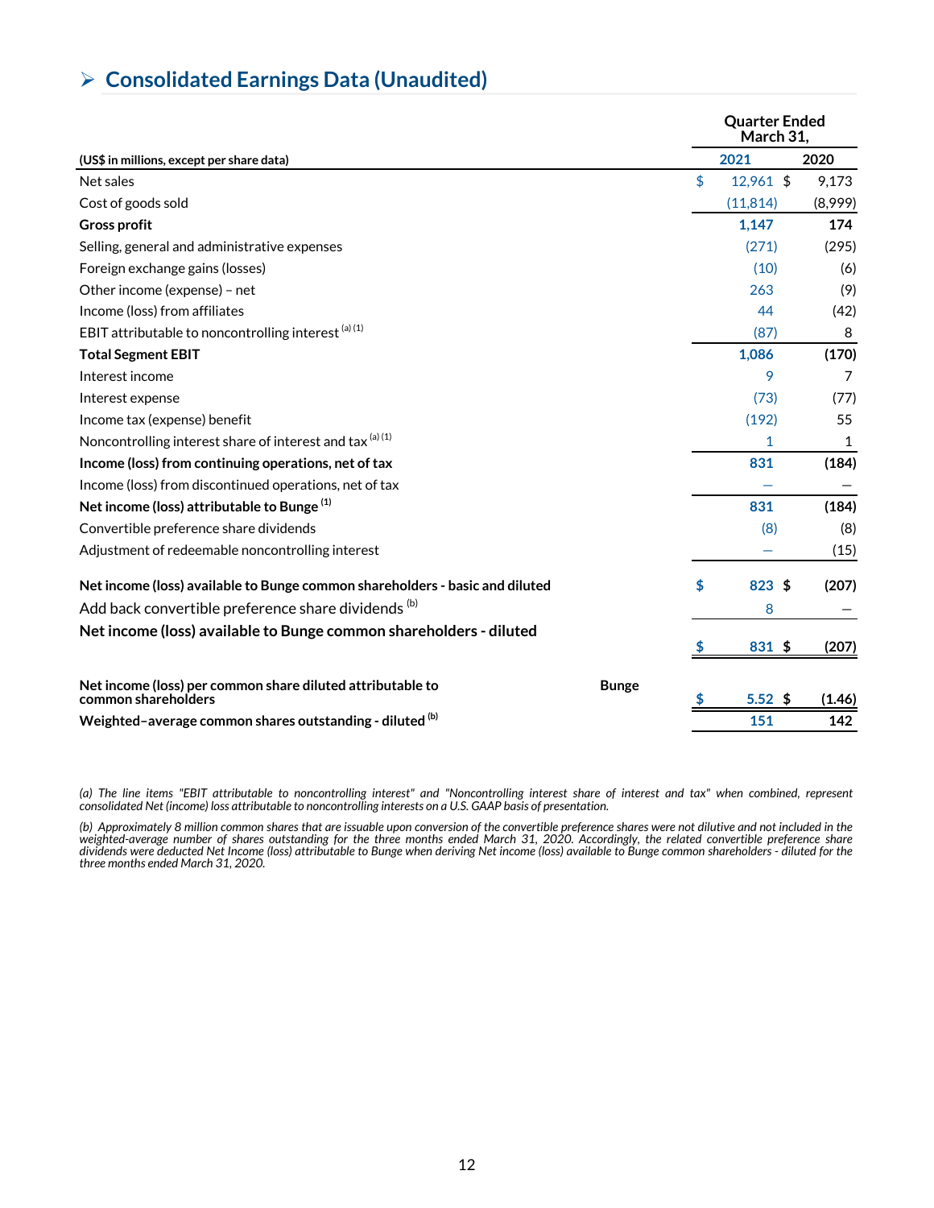## ➢ Consolidated Earnings Data (Unaudited)

| (US$ in millions, except per share data) | Quarter Ended March 31, 2021 | Quarter Ended March 31, 2020 |
|---|---|---|
| Net sales | $ 12,961 | $ 9,173 |
| Cost of goods sold | (11,814) | (8,999) |
| **Gross profit** | **1,147** | **174** |
| Selling, general and administrative expenses | (271) | (295) |
| Foreign exchange gains (losses) | (10) | (6) |
| Other income (expense) – net | 263 | (9) |
| Income (loss) from affiliates | 44 | (42) |
| EBIT attributable to noncontrolling interest [(a) (1)] | (87) | 8 |
| **Total Segment EBIT** | **1,086** | **(170)** |
| Interest income | 9 | 7 |
| Interest expense | (73) | (77) |
| Income tax (expense) benefit | (192) | 55 |
| Noncontrolling interest share of interest and tax [(a) (1)] | 1 | 1 |
| **Income (loss) from continuing operations, net of tax** | **831** | **(184)** |
| Income (loss) from discontinued operations, net of tax | — | — |
| **Net income (loss) attributable to Bunge [(1)]** | **831** | **(184)** |
| Convertible preference share dividends | (8) | (8) |
| Adjustment of redeemable noncontrolling interest | — | (15) |
| **Net income (loss) available to Bunge common shareholders - basic and diluted** | **$ 823** | **$ (207)** |
| Add back convertible preference share dividends [(b)] | 8 | — |
| **Net income (loss) available to Bunge common shareholders - diluted** | **$ 831** | **$ (207)** |
| **Net income (loss) per common share diluted attributable to Bunge common shareholders** | **$ 5.52** | **$ (1.46)** |
| **Weighted–average common shares outstanding - diluted [(b)]** | **151** | **142** |

*(a) The line items "EBIT attributable to noncontrolling interest" and "Noncontrolling interest share of interest and tax" when combined, represent consolidated Net (income) loss attributable to noncontrolling interests on a U.S. GAAP basis of presentation.*

*(b) Approximately 8 million common shares that are issuable upon conversion of the convertible preference shares were not dilutive and not included in the weighted-average number of shares outstanding for the three months ended March 31, 2020. Accordingly, the related convertible preference share dividends were deducted Net Income (loss) attributable to Bunge when deriving Net income (loss) available to Bunge common shareholders - diluted for the three months ended March 31, 2020.*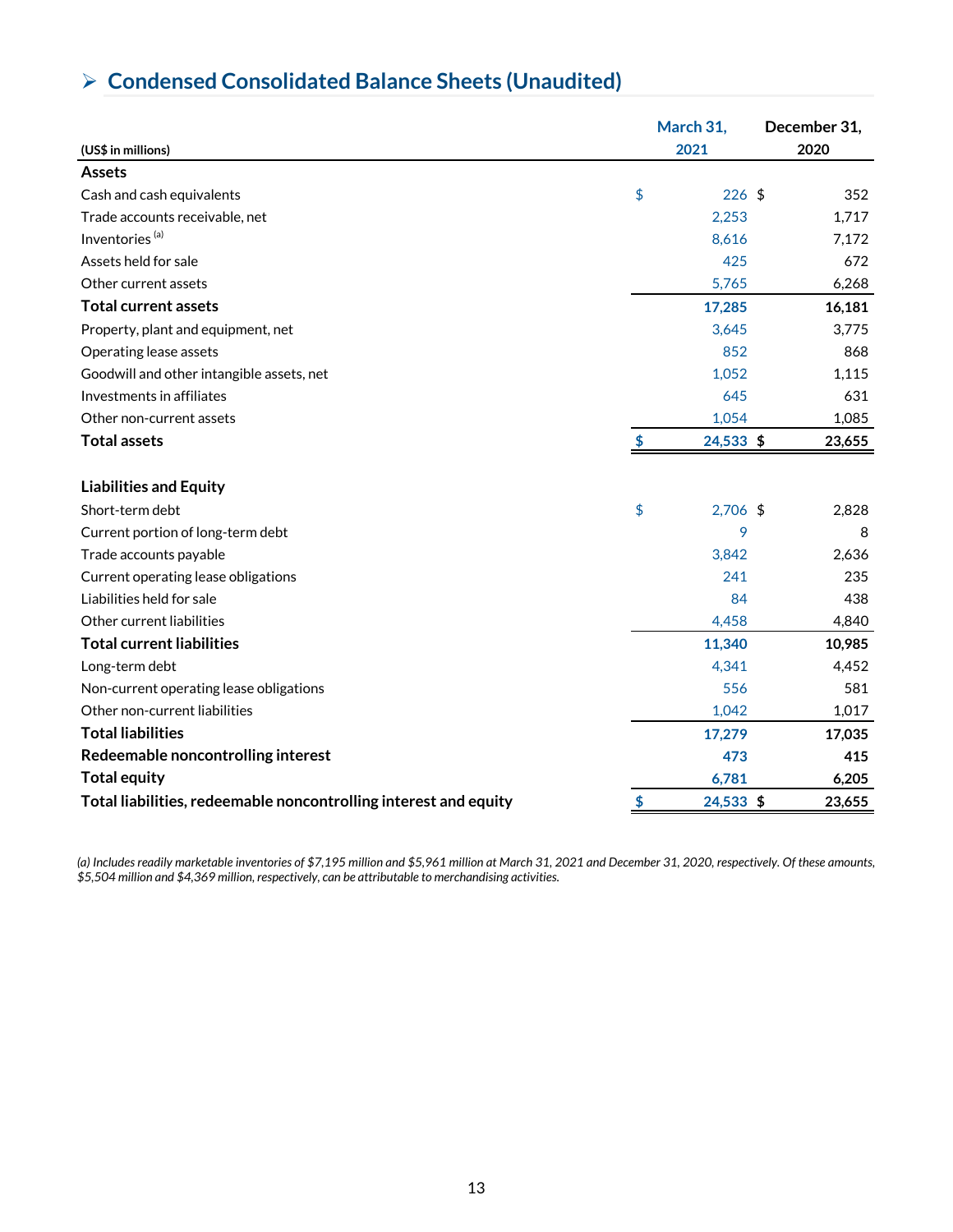## ➢ Condensed Consolidated Balance Sheets (Unaudited)

| (US$ in millions) | March 31, 2021 | December 31, 2020 |
|---|---|---|
| **Assets** | | |
| Cash and cash equivalents | $ 226 | $ 352 |
| Trade accounts receivable, net | 2,253 | 1,717 |
| Inventories [(a)] | 8,616 | 7,172 |
| Assets held for sale | 425 | 672 |
| Other current assets | 5,765 | 6,268 |
| **Total current assets** | **17,285** | **16,181** |
| Property, plant and equipment, net | 3,645 | 3,775 |
| Operating lease assets | 852 | 868 |
| Goodwill and other intangible assets, net | 1,052 | 1,115 |
| Investments in affiliates | 645 | 631 |
| Other non-current assets | 1,054 | 1,085 |
| **Total assets** | **$ 24,533** | **$ 23,655** |
| | | |
| **Liabilities and Equity** | | |
| Short-term debt | $ 2,706 | $ 2,828 |
| Current portion of long-term debt | 9 | 8 |
| Trade accounts payable | 3,842 | 2,636 |
| Current operating lease obligations | 241 | 235 |
| Liabilities held for sale | 84 | 438 |
| Other current liabilities | 4,458 | 4,840 |
| **Total current liabilities** | **11,340** | **10,985** |
| Long-term debt | 4,341 | 4,452 |
| Non-current operating lease obligations | 556 | 581 |
| Other non-current liabilities | 1,042 | 1,017 |
| **Total liabilities** | **17,279** | **17,035** |
| **Redeemable noncontrolling interest** | **473** | **415** |
| **Total equity** | **6,781** | **6,205** |
| **Total liabilities, redeemable noncontrolling interest and equity** | **$ 24,533** | **$ 23,655** |

*(a) Includes readily marketable inventories of $7,195 million and $5,961 million at March 31, 2021 and December 31, 2020, respectively. Of these amounts, $5,504 million and $4,369 million, respectively, can be attributable to merchandising activities.*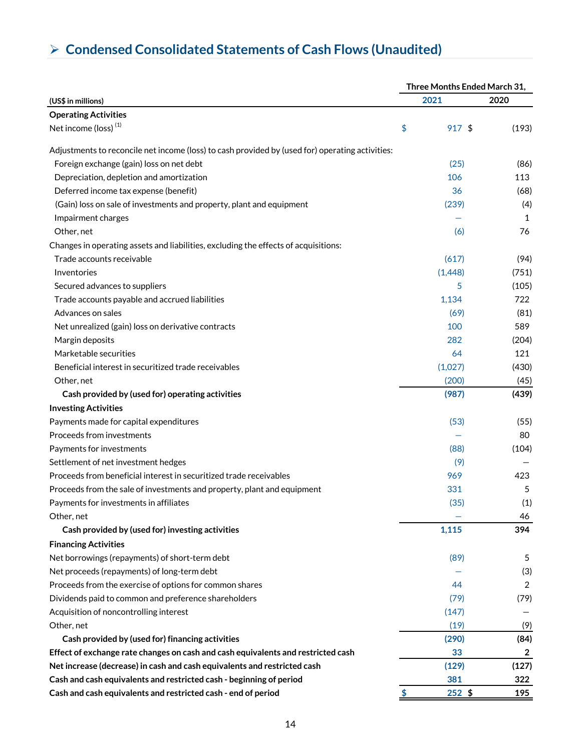## ➢ Condensed Consolidated Statements of Cash Flows (Unaudited)

| (US$ in millions) | Three Months Ended March 31, 2021 | 2020 |
|---|---|---|
| **Operating Activities** | | |
| Net income (loss) [(1)] | $ 917 | $ (193) |
| Adjustments to reconcile net income (loss) to cash provided by (used for) operating activities: | | |
| Foreign exchange (gain) loss on net debt | (25) | (86) |
| Depreciation, depletion and amortization | 106 | 113 |
| Deferred income tax expense (benefit) | 36 | (68) |
| (Gain) loss on sale of investments and property, plant and equipment | (239) | (4) |
| Impairment charges | — | 1 |
| Other, net | (6) | 76 |
| Changes in operating assets and liabilities, excluding the effects of acquisitions: | | |
| Trade accounts receivable | (617) | (94) |
| Inventories | (1,448) | (751) |
| Secured advances to suppliers | 5 | (105) |
| Trade accounts payable and accrued liabilities | 1,134 | 722 |
| Advances on sales | (69) | (81) |
| Net unrealized (gain) loss on derivative contracts | 100 | 589 |
| Margin deposits | 282 | (204) |
| Marketable securities | 64 | 121 |
| Beneficial interest in securitized trade receivables | (1,027) | (430) |
| Other, net | (200) | (45) |
| **Cash provided by (used for) operating activities** | **(987)** | **(439)** |
| **Investing Activities** | | |
| Payments made for capital expenditures | (53) | (55) |
| Proceeds from investments | — | 80 |
| Payments for investments | (88) | (104) |
| Settlement of net investment hedges | (9) | — |
| Proceeds from beneficial interest in securitized trade receivables | 969 | 423 |
| Proceeds from the sale of investments and property, plant and equipment | 331 | 5 |
| Payments for investments in affiliates | (35) | (1) |
| Other, net | — | 46 |
| **Cash provided by (used for) investing activities** | **1,115** | **394** |
| **Financing Activities** | | |
| Net borrowings (repayments) of short-term debt | (89) | 5 |
| Net proceeds (repayments) of long-term debt | — | (3) |
| Proceeds from the exercise of options for common shares | 44 | 2 |
| Dividends paid to common and preference shareholders | (79) | (79) |
| Acquisition of noncontrolling interest | (147) | — |
| Other, net | (19) | (9) |
| **Cash provided by (used for) financing activities** | **(290)** | **(84)** |
| **Effect of exchange rate changes on cash and cash equivalents and restricted cash** | **33** | **2** |
| **Net increase (decrease) in cash and cash equivalents and restricted cash** | **(129)** | **(127)** |
| **Cash and cash equivalents and restricted cash - beginning of period** | **381** | **322** |
| **Cash and cash equivalents and restricted cash - end of period** | **$ 252** | **$ 195** |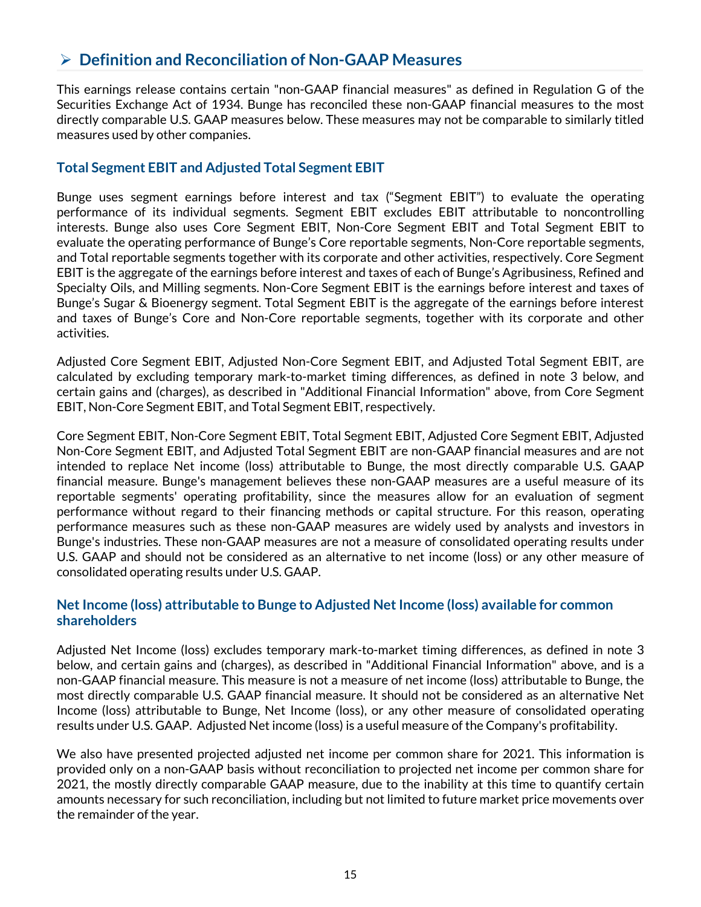## ➢ Definition and Reconciliation of Non-GAAP Measures

This earnings release contains certain "non-GAAP financial measures" as defined in Regulation G of the Securities Exchange Act of 1934. Bunge has reconciled these non-GAAP financial measures to the most directly comparable U.S. GAAP measures below. These measures may not be comparable to similarly titled measures used by other companies.

### Total Segment EBIT and Adjusted Total Segment EBIT

Bunge uses segment earnings before interest and tax ("Segment EBIT") to evaluate the operating performance of its individual segments. Segment EBIT excludes EBIT attributable to noncontrolling interests. Bunge also uses Core Segment EBIT, Non-Core Segment EBIT and Total Segment EBIT to evaluate the operating performance of Bunge's Core reportable segments, Non-Core reportable segments, and Total reportable segments together with its corporate and other activities, respectively. Core Segment EBIT is the aggregate of the earnings before interest and taxes of each of Bunge's Agribusiness, Refined and Specialty Oils, and Milling segments. Non-Core Segment EBIT is the earnings before interest and taxes of Bunge's Sugar & Bioenergy segment. Total Segment EBIT is the aggregate of the earnings before interest and taxes of Bunge's Core and Non-Core reportable segments, together with its corporate and other activities.

Adjusted Core Segment EBIT, Adjusted Non-Core Segment EBIT, and Adjusted Total Segment EBIT, are calculated by excluding temporary mark-to-market timing differences, as defined in note 3 below, and certain gains and (charges), as described in "Additional Financial Information" above, from Core Segment EBIT, Non-Core Segment EBIT, and Total Segment EBIT, respectively.

Core Segment EBIT, Non-Core Segment EBIT, Total Segment EBIT, Adjusted Core Segment EBIT, Adjusted Non-Core Segment EBIT, and Adjusted Total Segment EBIT are non-GAAP financial measures and are not intended to replace Net income (loss) attributable to Bunge, the most directly comparable U.S. GAAP financial measure. Bunge's management believes these non-GAAP measures are a useful measure of its reportable segments' operating profitability, since the measures allow for an evaluation of segment performance without regard to their financing methods or capital structure. For this reason, operating performance measures such as these non-GAAP measures are widely used by analysts and investors in Bunge's industries. These non-GAAP measures are not a measure of consolidated operating results under U.S. GAAP and should not be considered as an alternative to net income (loss) or any other measure of consolidated operating results under U.S. GAAP.

### Net Income (loss) attributable to Bunge to Adjusted Net Income (loss) available for common shareholders

Adjusted Net Income (loss) excludes temporary mark-to-market timing differences, as defined in note 3 below, and certain gains and (charges), as described in "Additional Financial Information" above, and is a non-GAAP financial measure. This measure is not a measure of net income (loss) attributable to Bunge, the most directly comparable U.S. GAAP financial measure. It should not be considered as an alternative Net Income (loss) attributable to Bunge, Net Income (loss), or any other measure of consolidated operating results under U.S. GAAP. Adjusted Net income (loss) is a useful measure of the Company's profitability.

We also have presented projected adjusted net income per common share for 2021. This information is provided only on a non-GAAP basis without reconciliation to projected net income per common share for 2021, the mostly directly comparable GAAP measure, due to the inability at this time to quantify certain amounts necessary for such reconciliation, including but not limited to future market price movements over the remainder of the year.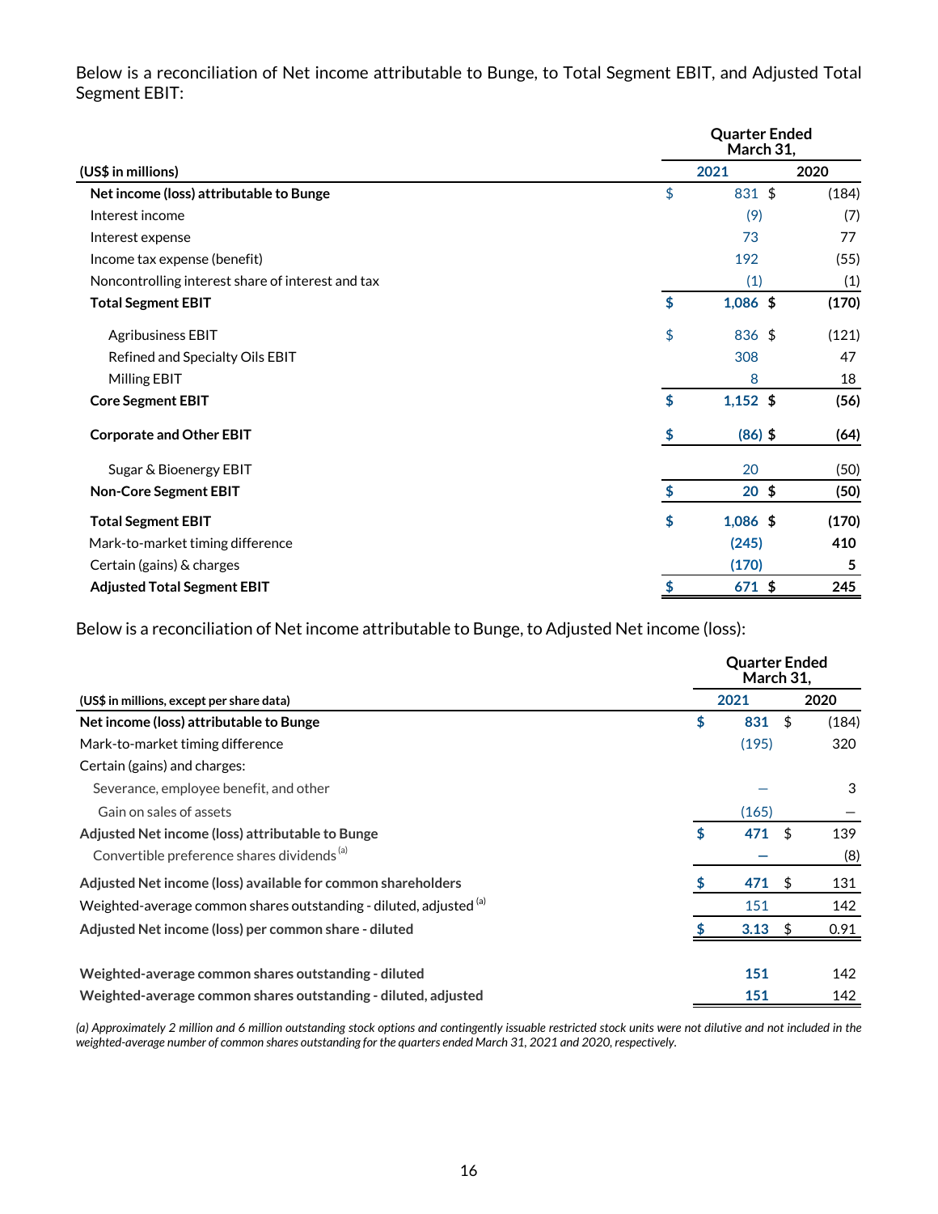Below is a reconciliation of Net income attributable to Bunge, to Total Segment EBIT, and Adjusted Total Segment EBIT:

| (US$ in millions) | Quarter Ended March 31, 2021 | Quarter Ended March 31, 2020 |
|---|---|---|
| **Net income (loss) attributable to Bunge** | $ 831 | $ (184) |
| Interest income | (9) | (7) |
| Interest expense | 73 | 77 |
| Income tax expense (benefit) | 192 | (55) |
| Noncontrolling interest share of interest and tax | (1) | (1) |
| **Total Segment EBIT** | **$ 1,086** | **$ (170)** |
| Agribusiness EBIT | $ 836 | $ (121) |
| Refined and Specialty Oils EBIT | 308 | 47 |
| Milling EBIT | 8 | 18 |
| **Core Segment EBIT** | **$ 1,152** | **$ (56)** |
| **Corporate and Other EBIT** | **$ (86)** | **$ (64)** |
| Sugar & Bioenergy EBIT | 20 | (50) |
| **Non-Core Segment EBIT** | **$ 20** | **$ (50)** |
| **Total Segment EBIT** | **$ 1,086** | **$ (170)** |
| Mark-to-market timing difference | **(245)** | **410** |
| Certain (gains) & charges | **(170)** | **5** |
| **Adjusted Total Segment EBIT** | **$ 671** | **$ 245** |

Below is a reconciliation of Net income attributable to Bunge, to Adjusted Net income (loss):

| (US$ in millions, except per share data) | Quarter Ended March 31, 2021 | Quarter Ended March 31, 2020 |
|---|---|---|
| **Net income (loss) attributable to Bunge** | **$ 831** | $ (184) |
| Mark-to-market timing difference | (195) | 320 |
| Certain (gains) and charges: | | |
| Severance, employee benefit, and other | — | 3 |
| Gain on sales of assets | (165) | — |
| **Adjusted Net income (loss) attributable to Bunge** | **$ 471** | $ 139 |
| Convertible preference shares dividends [a] | — | (8) |
| **Adjusted Net income (loss) available for common shareholders** | **$ 471** | $ 131 |
| Weighted-average common shares outstanding - diluted, adjusted [a] | 151 | 142 |
| **Adjusted Net income (loss) per common share - diluted** | **$ 3.13** | $ 0.91 |
| | | |
| **Weighted-average common shares outstanding - diluted** | **151** | 142 |
| **Weighted-average common shares outstanding - diluted, adjusted** | **151** | 142 |

*(a) Approximately 2 million and 6 million outstanding stock options and contingently issuable restricted stock units were not dilutive and not included in the weighted-average number of common shares outstanding for the quarters ended March 31, 2021 and 2020, respectively.*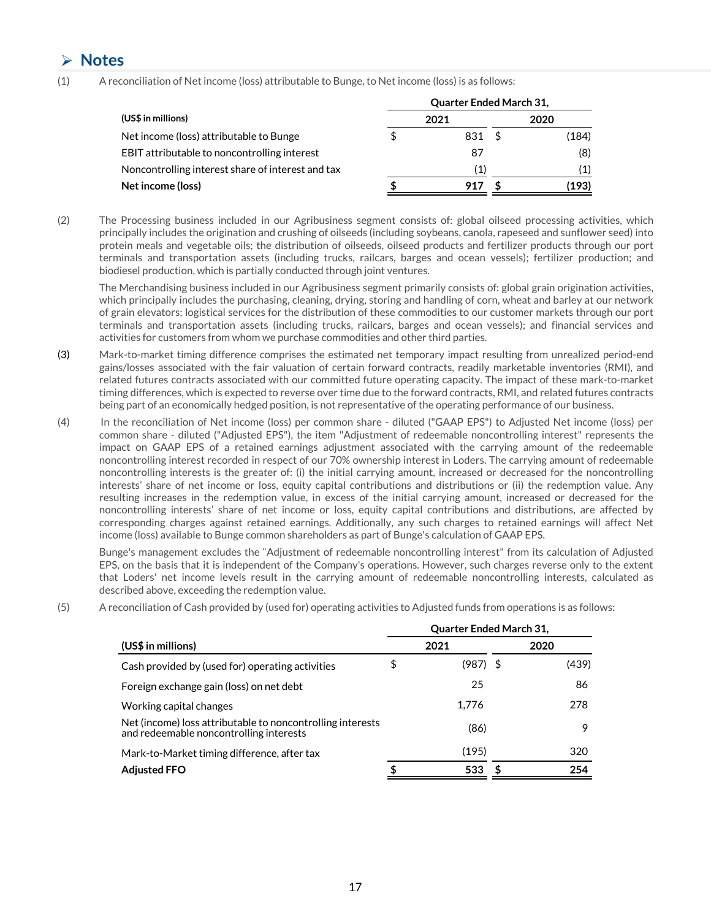## ➢ Notes

(1) A reconciliation of Net income (loss) attributable to Bunge, to Net income (loss) is as follows:

| | Quarter Ended March 31, | |
|---|---|---|
| (US$ in millions) | 2021 | 2020 |
| Net income (loss) attributable to Bunge | $ 831 | $ (184) |
| EBIT attributable to noncontrolling interest | 87 | (8) |
| Noncontrolling interest share of interest and tax | (1) | (1) |
| **Net income (loss)** | **$ 917** | **$ (193)** |

(2) The Processing business included in our Agribusiness segment consists of: global oilseed processing activities, which principally includes the origination and crushing of oilseeds (including soybeans, canola, rapeseed and sunflower seed) into protein meals and vegetable oils; the distribution of oilseeds, oilseed products and fertilizer products through our port terminals and transportation assets (including trucks, railcars, barges and ocean vessels); fertilizer production; and biodiesel production, which is partially conducted through joint ventures.

The Merchandising business included in our Agribusiness segment primarily consists of: global grain origination activities, which principally includes the purchasing, cleaning, drying, storing and handling of corn, wheat and barley at our network of grain elevators; logistical services for the distribution of these commodities to our customer markets through our port terminals and transportation assets (including trucks, railcars, barges and ocean vessels); and financial services and activities for customers from whom we purchase commodities and other third parties.

(3) Mark-to-market timing difference comprises the estimated net temporary impact resulting from unrealized period-end gains/losses associated with the fair valuation of certain forward contracts, readily marketable inventories (RMI), and related futures contracts associated with our committed future operating capacity. The impact of these mark-to-market timing differences, which is expected to reverse over time due to the forward contracts, RMI, and related futures contracts being part of an economically hedged position, is not representative of the operating performance of our business.

(4) In the reconciliation of Net income (loss) per common share - diluted ("GAAP EPS") to Adjusted Net income (loss) per common share - diluted ("Adjusted EPS"), the item "Adjustment of redeemable noncontrolling interest" represents the impact on GAAP EPS of a retained earnings adjustment associated with the carrying amount of the redeemable noncontrolling interest recorded in respect of our 70% ownership interest in Loders. The carrying amount of redeemable noncontrolling interests is the greater of: (i) the initial carrying amount, increased or decreased for the noncontrolling interests' share of net income or loss, equity capital contributions and distributions or (ii) the redemption value. Any resulting increases in the redemption value, in excess of the initial carrying amount, increased or decreased for the noncontrolling interests' share of net income or loss, equity capital contributions and distributions, are affected by corresponding charges against retained earnings. Additionally, any such charges to retained earnings will affect Net income (loss) available to Bunge common shareholders as part of Bunge's calculation of GAAP EPS.

Bunge's management excludes the "Adjustment of redeemable noncontrolling interest" from its calculation of Adjusted EPS, on the basis that it is independent of the Company's operations. However, such charges reverse only to the extent that Loders' net income levels result in the carrying amount of redeemable noncontrolling interests, calculated as described above, exceeding the redemption value.

(5) A reconciliation of Cash provided by (used for) operating activities to Adjusted funds from operations is as follows:

| | Quarter Ended March 31, | |
|---|---|---|
| (US$ in millions) | 2021 | 2020 |
| Cash provided by (used for) operating activities | $ (987) | $ (439) |
| Foreign exchange gain (loss) on net debt | 25 | 86 |
| Working capital changes | 1,776 | 278 |
| Net (income) loss attributable to noncontrolling interests and redeemable noncontrolling interests | (86) | 9 |
| Mark-to-Market timing difference, after tax | (195) | 320 |
| **Adjusted FFO** | **$ 533** | **$ 254** |